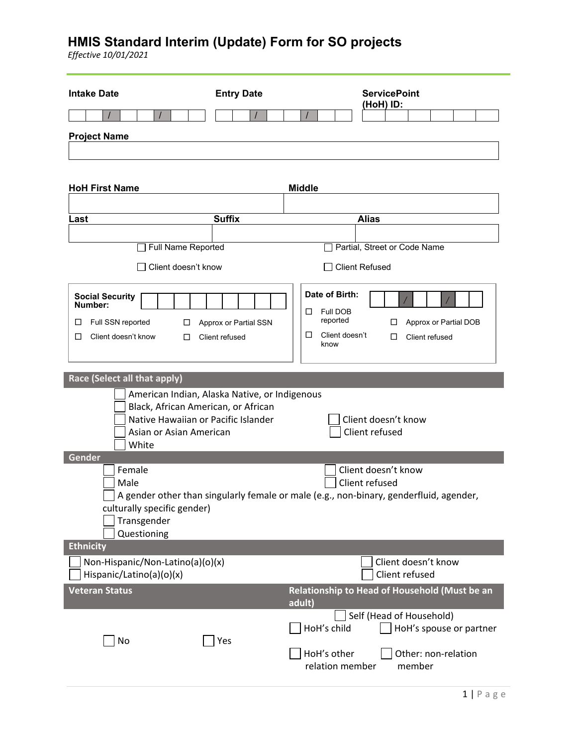# HMIS Standard Interim (Update) Form for SO projects

*Effective 10/01/2021*

**Intake Date** ___ / ___ / ______

**Entry Date** ___ / ___ / ______

**ServicePoint (HoH) ID:** ______

**Project Name**

______

**HoH First Name** ______ **Middle** ______

**Last** ______ **Suffix** ______ **Alias** ______

☐ Full Name Reported ☐ Partial, Street or Code Name

☐ Client doesn't know ☐ Client Refused

**Social Security Number:** ______

☐ Full SSN reported ☐ Approx or Partial SSN

☐ Client doesn't know ☐ Client refused

**Date of Birth:** ___ / ___ / ______

☐ Full DOB reported ☐ Approx or Partial DOB

☐ Client doesn't know ☐ Client refused

## Race (Select all that apply)

☐ American Indian, Alaska Native, or Indigenous
☐ Black, African American, or African
☐ Native Hawaiian or Pacific Islander
☐ Asian or Asian American
☐ White
☐ Client doesn't know
☐ Client refused

## Gender

☐ Female
☐ Male
☐ A gender other than singularly female or male (e.g., non-binary, genderfluid, agender, culturally specific gender)
☐ Transgender
☐ Questioning
☐ Client doesn't know
☐ Client refused

## Ethnicity

☐ Non-Hispanic/Non-Latino(a)(o)(x)
☐ Hispanic/Latino(a)(o)(x)
☐ Client doesn't know
☐ Client refused

## Veteran Status

☐ No ☐ Yes

## Relationship to Head of Household (Must be an adult)

☐ Self (Head of Household)
☐ HoH's child ☐ HoH's spouse or partner
☐ HoH's other relation member ☐ Other: non-relation member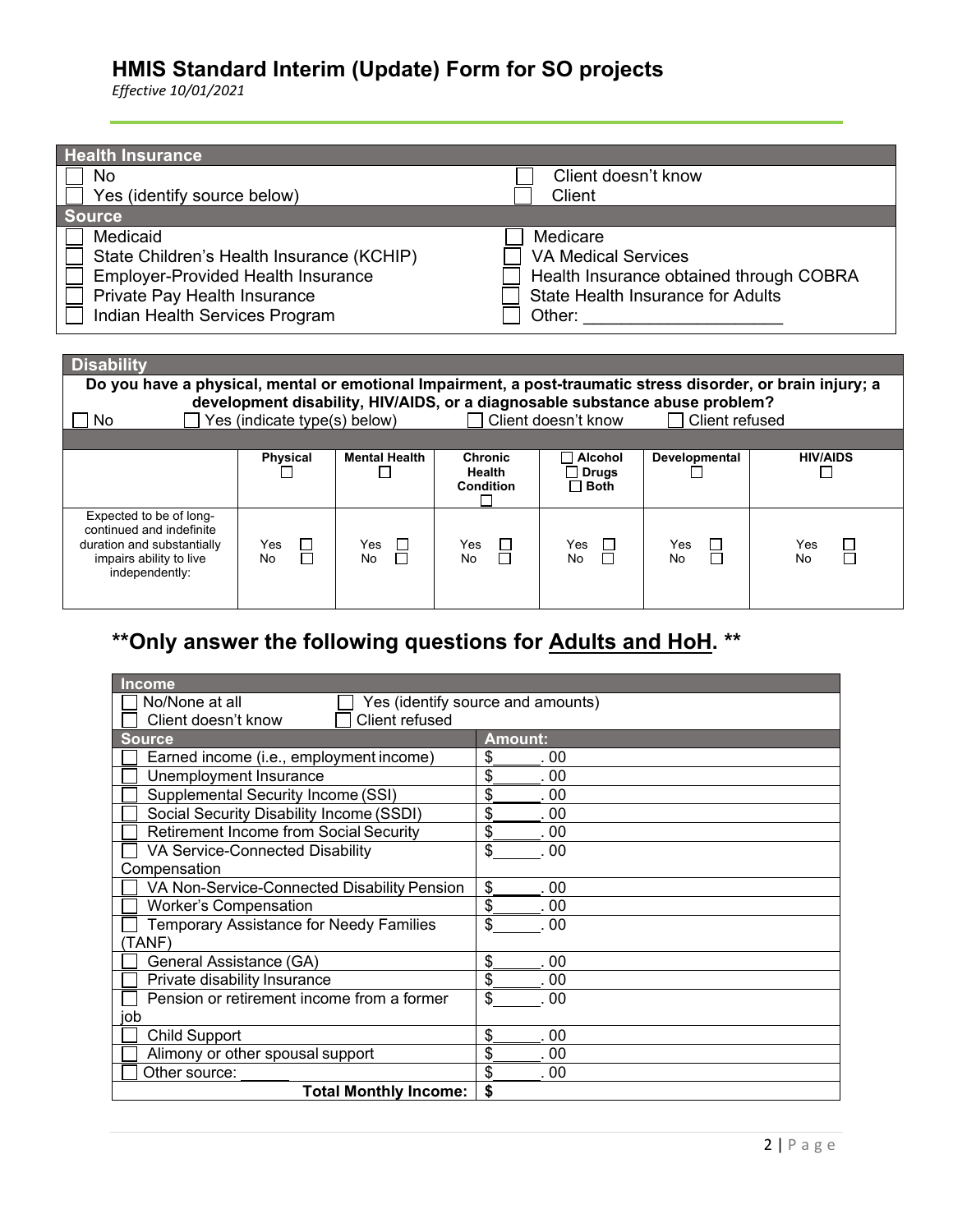# HMIS Standard Interim (Update) Form for SO projects

*Effective 10/01/2021*

| Health Insurance | |
|---|---|
| ☐ No | ☐ Client doesn't know |
| ☐ Yes (identify source below) | ☐ Client |
| **Source** | |
| ☐ Medicaid | ☐ Medicare |
| ☐ State Children's Health Insurance (KCHIP) | ☐ VA Medical Services |
| ☐ Employer-Provided Health Insurance | ☐ Health Insurance obtained through COBRA |
| ☐ Private Pay Health Insurance | ☐ State Health Insurance for Adults |
| ☐ Indian Health Services Program | ☐ Other: ____________________ |

## Disability

**Do you have a physical, mental or emotional Impairment, a post-traumatic stress disorder, or brain injury; a development disability, HIV/AIDS, or a diagnosable substance abuse problem?**

☐ No ☐ Yes (indicate type(s) below) ☐ Client doesn't know ☐ Client refused

| | Physical ☐ | Mental Health ☐ | Chronic Health Condition ☐ | ☐ Alcohol ☐ Drugs ☐ Both | Developmental ☐ | HIV/AIDS ☐ |
|---|---|---|---|---|---|---|
| Expected to be of long-continued and indefinite duration and substantially impairs ability to live independently: | Yes ☐ No ☐ | Yes ☐ No ☐ | Yes ☐ No ☐ | Yes ☐ No ☐ | Yes ☐ No ☐ | Yes ☐ No ☐ |

## **Only answer the following questions for Adults and HoH. **

| Income | |
|---|---|
| ☐ No/None at all ☐ Yes (identify source and amounts) | |
| ☐ Client doesn't know ☐ Client refused | |
| **Source** | **Amount:** |
| ☐ Earned income (i.e., employment income) | $______. 00 |
| ☐ Unemployment Insurance | $______. 00 |
| ☐ Supplemental Security Income (SSI) | $______. 00 |
| ☐ Social Security Disability Income (SSDI) | $______. 00 |
| ☐ Retirement Income from Social Security | $______. 00 |
| ☐ VA Service-Connected Disability Compensation | $______. 00 |
| ☐ VA Non-Service-Connected Disability Pension | $______. 00 |
| ☐ Worker's Compensation | $______. 00 |
| ☐ Temporary Assistance for Needy Families (TANF) | $______. 00 |
| ☐ General Assistance (GA) | $______. 00 |
| ☐ Private disability Insurance | $______. 00 |
| ☐ Pension or retirement income from a former job | $______. 00 |
| ☐ Child Support | $______. 00 |
| ☐ Alimony or other spousal support | $______. 00 |
| ☐ Other source: ______ | $______. 00 |
| **Total Monthly Income:** | **$** |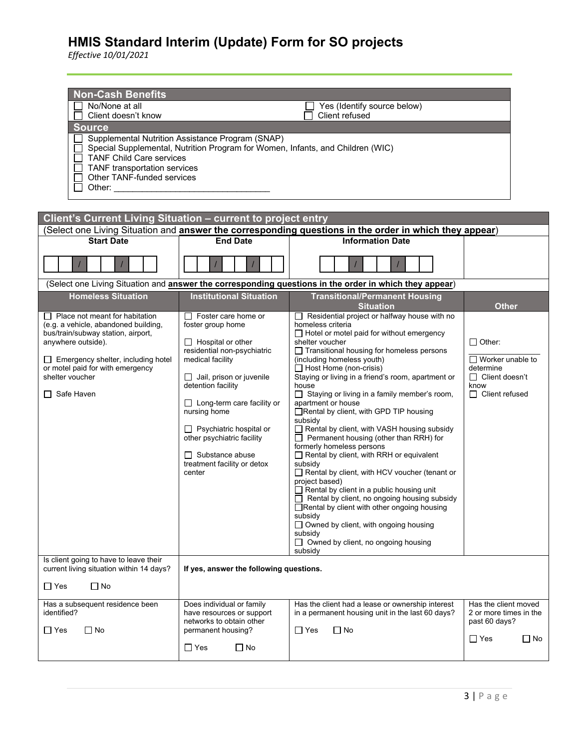# HMIS Standard Interim (Update) Form for SO projects

*Effective 10/01/2021*

## Non-Cash Benefits

| | |
|---|---|
| ☐ No/None at all | ☐ Yes (Identify source below) |
| ☐ Client doesn't know | ☐ Client refused |

### Source

- ☐ Supplemental Nutrition Assistance Program (SNAP)
- ☐ Special Supplemental, Nutrition Program for Women, Infants, and Children (WIC)
- ☐ TANF Child Care services
- ☐ TANF transportation services
- ☐ Other TANF-funded services
- ☐ Other: ________________________________

## Client's Current Living Situation – current to project entry

(Select one Living Situation and **answer the corresponding questions in the order in which they appear**)

| Start Date | End Date | Information Date | |
|---|---|---|---|
| __ __ / __ __ / __ __ __ __ | __ __ / __ __ / __ __ __ __ | __ __ / __ __ / __ __ __ __ | |

(Select one Living Situation and **answer the corresponding questions in the order in which they appear**)

| Homeless Situation | Institutional Situation | Transitional/Permanent Housing Situation | Other |
|---|---|---|---|
| ☐ Place not meant for habitation (e.g. a vehicle, abandoned building, bus/train/subway station, airport, anywhere outside).<br>☐ Emergency shelter, including hotel or motel paid for with emergency shelter voucher<br>☐ Safe Haven | ☐ Foster care home or foster group home<br>☐ Hospital or other residential non-psychiatric medical facility<br>☐ Jail, prison or juvenile detention facility<br>☐ Long-term care facility or nursing home<br>☐ Psychiatric hospital or other psychiatric facility<br>☐ Substance abuse treatment facility or detox center | ☐ Residential project or halfway house with no homeless criteria<br>☐ Hotel or motel paid for without emergency shelter voucher<br>☐ Transitional housing for homeless persons (including homeless youth)<br>☐ Host Home (non-crisis)<br>Staying or living in a friend's room, apartment or house<br>☐ Staying or living in a family member's room, apartment or house<br>☐ Rental by client, with GPD TIP housing subsidy<br>☐ Rental by client, with VASH housing subsidy<br>☐ Permanent housing (other than RRH) for formerly homeless persons<br>☐ Rental by client, with RRH or equivalent subsidy<br>☐ Rental by client, with HCV voucher (tenant or project based)<br>☐ Rental by client in a public housing unit<br>☐ Rental by client, no ongoing housing subsidy<br>☐ Rental by client with other ongoing housing subsidy<br>☐ Owned by client, with ongoing housing subsidy<br>☐ Owned by client, no ongoing housing subsidy | ☐ Other: ____________<br>☐ Worker unable to determine<br>☐ Client doesn't know<br>☐ Client refused |
| Is client going to have to leave their current living situation within 14 days?<br>☐ Yes ☐ No | **If yes, answer the following questions.** | | |
| Has a subsequent residence been identified?<br>☐ Yes ☐ No | Does individual or family have resources or support networks to obtain other permanent housing?<br>☐ Yes ☐ No | Has the client had a lease or ownership interest in a permanent housing unit in the last 60 days?<br>☐ Yes ☐ No | Has the client moved 2 or more times in the past 60 days?<br>☐ Yes ☐ No |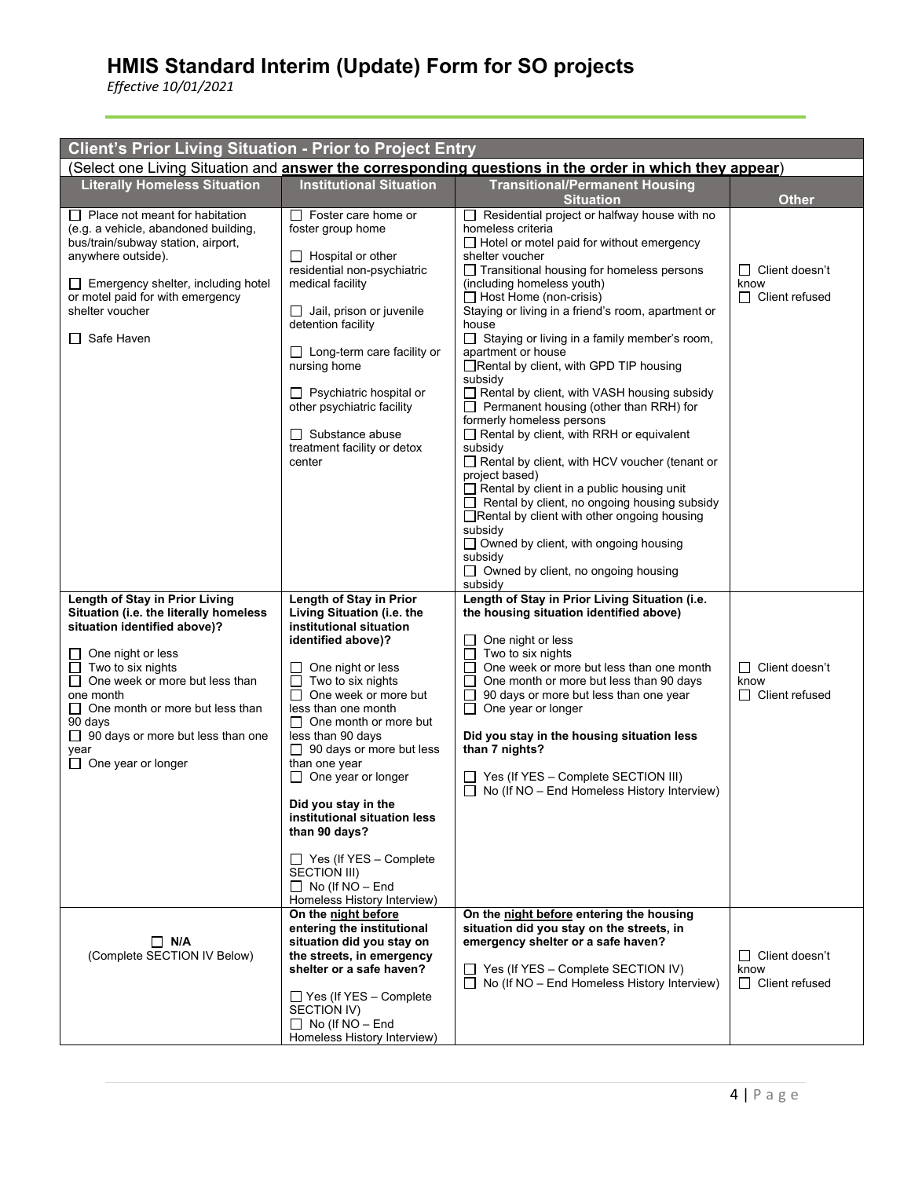# HMIS Standard Interim (Update) Form for SO projects

*Effective 10/01/2021*

| Client's Prior Living Situation - Prior to Project Entry | | | |
|---|---|---|---|
| (Select one Living Situation and **answer the corresponding questions in the order in which they appear**) | | | |
| **Literally Homeless Situation** | **Institutional Situation** | **Transitional/Permanent Housing Situation** | **Other** |
| ☐ Place not meant for habitation (e.g. a vehicle, abandoned building, bus/train/subway station, airport, anywhere outside).<br><br>☐ Emergency shelter, including hotel or motel paid for with emergency shelter voucher<br><br>☐ Safe Haven | ☐ Foster care home or foster group home<br><br>☐ Hospital or other residential non-psychiatric medical facility<br><br>☐ Jail, prison or juvenile detention facility<br><br>☐ Long-term care facility or nursing home<br><br>☐ Psychiatric hospital or other psychiatric facility<br><br>☐ Substance abuse treatment facility or detox center | ☐ Residential project or halfway house with no homeless criteria<br>☐ Hotel or motel paid for without emergency shelter voucher<br>☐ Transitional housing for homeless persons (including homeless youth)<br>☐ Host Home (non-crisis)<br>Staying or living in a friend's room, apartment or house<br>☐ Staying or living in a family member's room, apartment or house<br>☐ Rental by client, with GPD TIP housing subsidy<br>☐ Rental by client, with VASH housing subsidy<br>☐ Permanent housing (other than RRH) for formerly homeless persons<br>☐ Rental by client, with RRH or equivalent subsidy<br>☐ Rental by client, with HCV voucher (tenant or project based)<br>☐ Rental by client in a public housing unit<br>☐ Rental by client, no ongoing housing subsidy<br>☐ Rental by client with other ongoing housing subsidy<br>☐ Owned by client, with ongoing housing subsidy<br>☐ Owned by client, no ongoing housing subsidy | ☐ Client doesn't know<br>☐ Client refused |
| **Length of Stay in Prior Living Situation (i.e. the literally homeless situation identified above)?**<br><br>☐ One night or less<br>☐ Two to six nights<br>☐ One week or more but less than one month<br>☐ One month or more but less than 90 days<br>☐ 90 days or more but less than one year<br>☐ One year or longer | **Length of Stay in Prior Living Situation (i.e. the institutional situation identified above)?**<br><br>☐ One night or less<br>☐ Two to six nights<br>☐ One week or more but less than one month<br>☐ One month or more but less than 90 days<br>☐ 90 days or more but less than one year<br>☐ One year or longer<br><br>**Did you stay in the institutional situation less than 90 days?**<br><br>☐ Yes (If YES – Complete SECTION III)<br>☐ No (If NO – End Homeless History Interview) | **Length of Stay in Prior Living Situation (i.e. the housing situation identified above)**<br><br>☐ One night or less<br>☐ Two to six nights<br>☐ One week or more but less than one month<br>☐ One month or more but less than 90 days<br>☐ 90 days or more but less than one year<br>☐ One year or longer<br><br>**Did you stay in the housing situation less than 7 nights?**<br><br>☐ Yes (If YES – Complete SECTION III)<br>☐ No (If NO – End Homeless History Interview) | ☐ Client doesn't know<br>☐ Client refused |
| ☐ **N/A**<br>(Complete SECTION IV Below) | **On the <u>night before</u> entering the institutional situation did you stay on the streets, in emergency shelter or a safe haven?**<br><br>☐ Yes (If YES – Complete SECTION IV)<br>☐ No (If NO – End Homeless History Interview) | **On the <u>night before</u> entering the housing situation did you stay on the streets, in emergency shelter or a safe haven?**<br><br>☐ Yes (If YES – Complete SECTION IV)<br>☐ No (If NO – End Homeless History Interview) | ☐ Client doesn't know<br>☐ Client refused |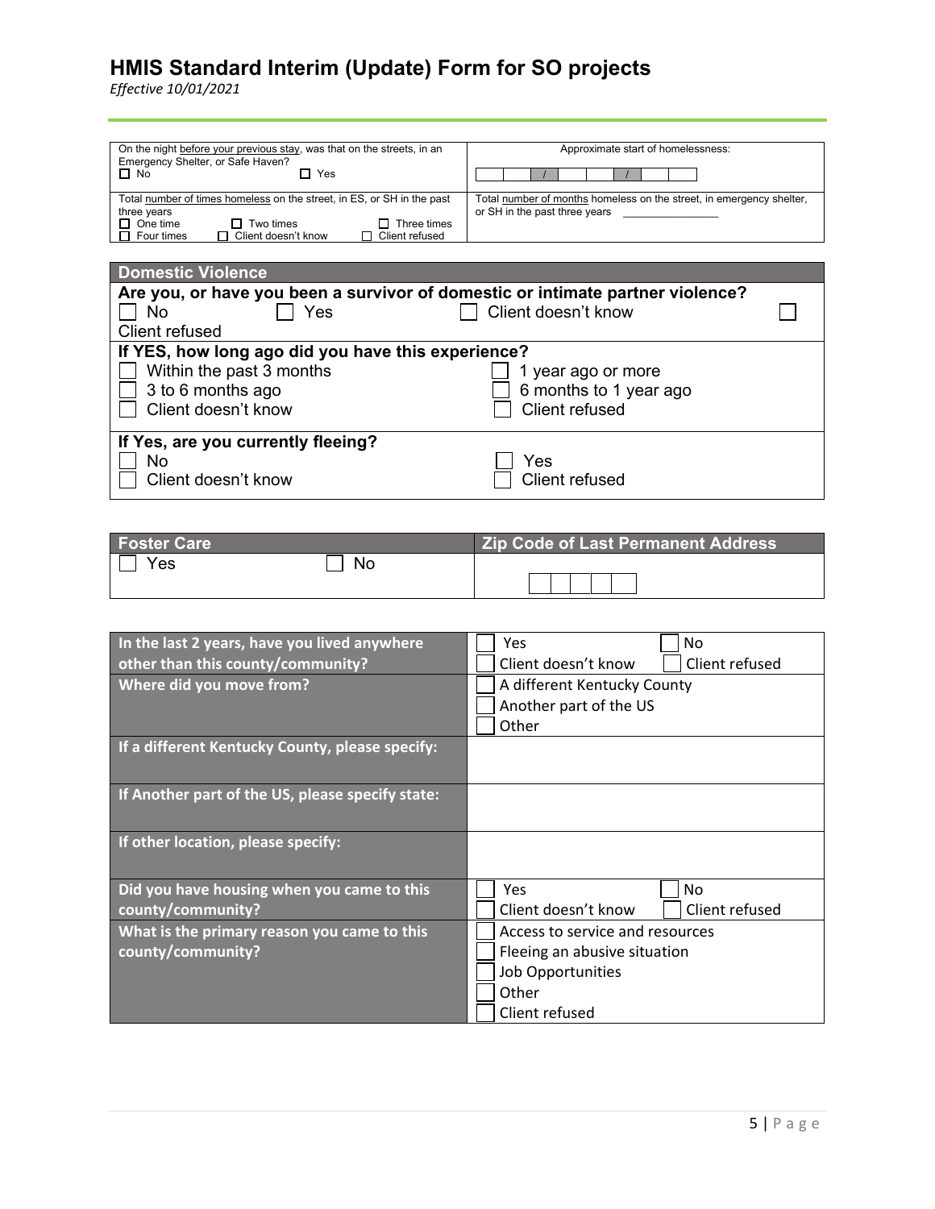# HMIS Standard Interim (Update) Form for SO projects

*Effective 10/01/2021*

| On the night before your previous stay, was that on the streets, in an Emergency Shelter, or Safe Haven? ☐ No ☐ Yes | Approximate start of homelessness: \_\_ \_\_ / \_\_ \_\_ / \_\_ \_\_ \_\_ \_\_ |
|---|---|
| Total number of times homeless on the street, in ES, or SH in the past three years ☐ One time ☐ Two times ☐ Three times ☐ Four times ☐ Client doesn't know ☐ Client refused | Total number of months homeless on the street, in emergency shelter, or SH in the past three years \_\_\_\_\_\_\_\_\_\_\_\_\_\_\_ |

| Domestic Violence | |
|---|---|
| **Are you, or have you been a survivor of domestic or intimate partner violence?** ☐ No ☐ Yes ☐ Client doesn't know ☐ Client refused | |
| **If YES, how long ago did you have this experience?** ☐ Within the past 3 months ☐ 3 to 6 months ago ☐ Client doesn't know | ☐ 1 year ago or more ☐ 6 months to 1 year ago ☐ Client refused |
| **If Yes, are you currently fleeing?** ☐ No ☐ Client doesn't know | ☐ Yes ☐ Client refused |

| Foster Care | Zip Code of Last Permanent Address |
|---|---|
| ☐ Yes ☐ No | \_\_ \_\_ \_\_ \_\_ \_\_ |

| | |
|---|---|
| **In the last 2 years, have you lived anywhere other than this county/community?** | ☐ Yes ☐ No ☐ Client doesn't know ☐ Client refused |
| **Where did you move from?** | ☐ A different Kentucky County ☐ Another part of the US ☐ Other |
| **If a different Kentucky County, please specify:** | |
| **If Another part of the US, please specify state:** | |
| **If other location, please specify:** | |
| **Did you have housing when you came to this county/community?** | ☐ Yes ☐ No ☐ Client doesn't know ☐ Client refused |
| **What is the primary reason you came to this county/community?** | ☐ Access to service and resources ☐ Fleeing an abusive situation ☐ Job Opportunities ☐ Other ☐ Client refused |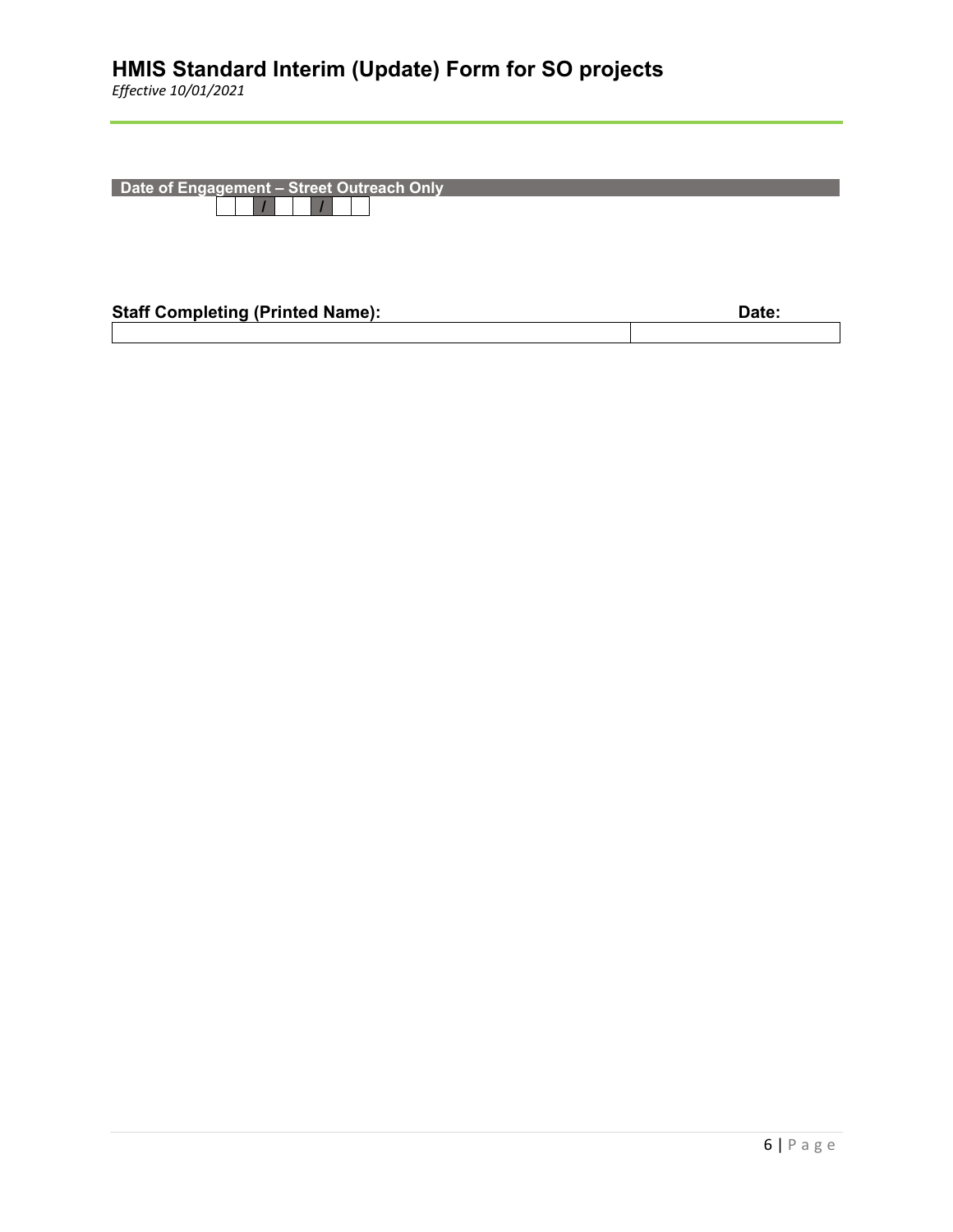# HMIS Standard Interim (Update) Form for SO projects

*Effective 10/01/2021*

| Date of Engagement – Street Outreach Only |
|---|
| __ __ / __ __ / __ __ __ __ |

| Staff Completing (Printed Name): | Date: |
|---|---|
| | |